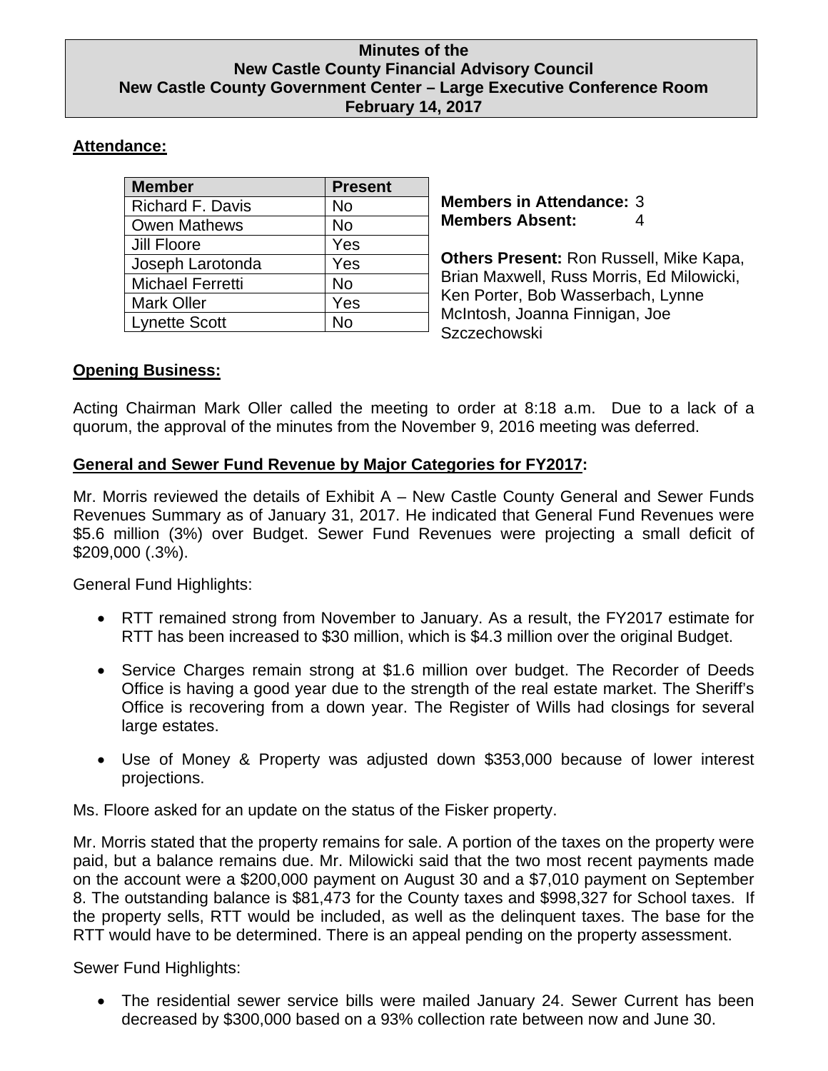**Minutes of the**
**New Castle County Financial Advisory Council**
**New Castle County Government Center – Large Executive Conference Room**
**February 14, 2017**

**Attendance:**

| Member | Present |
|---|---|
| Richard F. Davis | No |
| Owen Mathews | No |
| Jill Floore | Yes |
| Joseph Larotonda | Yes |
| Michael Ferretti | No |
| Mark Oller | Yes |
| Lynette Scott | No |

**Members in Attendance:** 3
**Members Absent:** 4

**Others Present:** Ron Russell, Mike Kapa, Brian Maxwell, Russ Morris, Ed Milowicki, Ken Porter, Bob Wasserbach, Lynne McIntosh, Joanna Finnigan, Joe Szczechowski

**Opening Business:**

Acting Chairman Mark Oller called the meeting to order at 8:18 a.m. Due to a lack of a quorum, the approval of the minutes from the November 9, 2016 meeting was deferred.

**General and Sewer Fund Revenue by Major Categories for FY2017:**

Mr. Morris reviewed the details of Exhibit A – New Castle County General and Sewer Funds Revenues Summary as of January 31, 2017. He indicated that General Fund Revenues were $5.6 million (3%) over Budget. Sewer Fund Revenues were projecting a small deficit of $209,000 (.3%).

General Fund Highlights:

- RTT remained strong from November to January. As a result, the FY2017 estimate for RTT has been increased to $30 million, which is $4.3 million over the original Budget.
- Service Charges remain strong at $1.6 million over budget. The Recorder of Deeds Office is having a good year due to the strength of the real estate market. The Sheriff's Office is recovering from a down year. The Register of Wills had closings for several large estates.
- Use of Money & Property was adjusted down $353,000 because of lower interest projections.

Ms. Floore asked for an update on the status of the Fisker property.

Mr. Morris stated that the property remains for sale. A portion of the taxes on the property were paid, but a balance remains due. Mr. Milowicki said that the two most recent payments made on the account were a $200,000 payment on August 30 and a $7,010 payment on September 8. The outstanding balance is $81,473 for the County taxes and $998,327 for School taxes. If the property sells, RTT would be included, as well as the delinquent taxes. The base for the RTT would have to be determined. There is an appeal pending on the property assessment.

Sewer Fund Highlights:

- The residential sewer service bills were mailed January 24. Sewer Current has been decreased by $300,000 based on a 93% collection rate between now and June 30.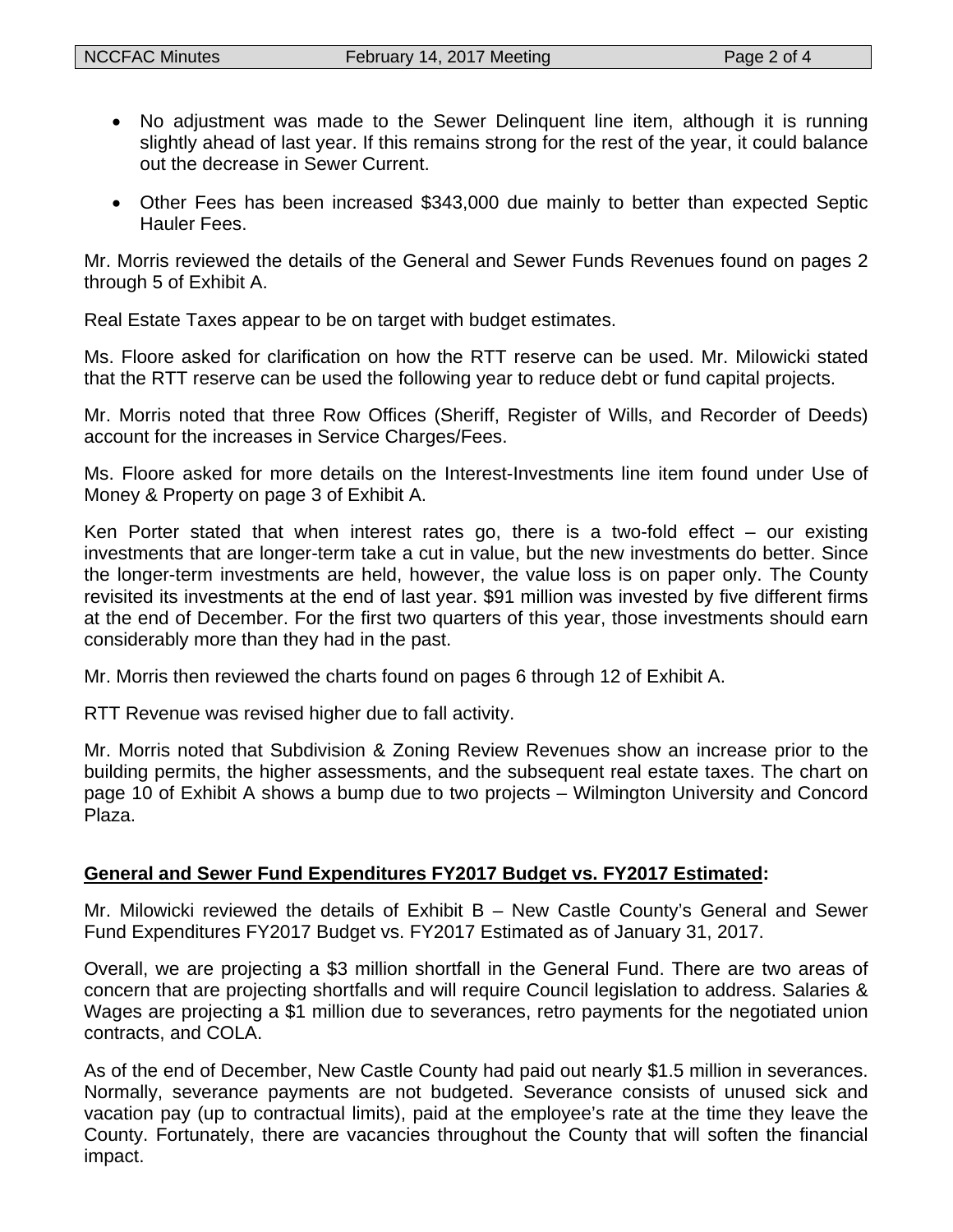- No adjustment was made to the Sewer Delinquent line item, although it is running slightly ahead of last year. If this remains strong for the rest of the year, it could balance out the decrease in Sewer Current.
- Other Fees has been increased $343,000 due mainly to better than expected Septic Hauler Fees.

Mr. Morris reviewed the details of the General and Sewer Funds Revenues found on pages 2 through 5 of Exhibit A.

Real Estate Taxes appear to be on target with budget estimates.

Ms. Floore asked for clarification on how the RTT reserve can be used. Mr. Milowicki stated that the RTT reserve can be used the following year to reduce debt or fund capital projects.

Mr. Morris noted that three Row Offices (Sheriff, Register of Wills, and Recorder of Deeds) account for the increases in Service Charges/Fees.

Ms. Floore asked for more details on the Interest-Investments line item found under Use of Money & Property on page 3 of Exhibit A.

Ken Porter stated that when interest rates go, there is a two-fold effect – our existing investments that are longer-term take a cut in value, but the new investments do better. Since the longer-term investments are held, however, the value loss is on paper only. The County revisited its investments at the end of last year. $91 million was invested by five different firms at the end of December. For the first two quarters of this year, those investments should earn considerably more than they had in the past.

Mr. Morris then reviewed the charts found on pages 6 through 12 of Exhibit A.

RTT Revenue was revised higher due to fall activity.

Mr. Morris noted that Subdivision & Zoning Review Revenues show an increase prior to the building permits, the higher assessments, and the subsequent real estate taxes. The chart on page 10 of Exhibit A shows a bump due to two projects – Wilmington University and Concord Plaza.

**General and Sewer Fund Expenditures FY2017 Budget vs. FY2017 Estimated:**

Mr. Milowicki reviewed the details of Exhibit B – New Castle County's General and Sewer Fund Expenditures FY2017 Budget vs. FY2017 Estimated as of January 31, 2017.

Overall, we are projecting a $3 million shortfall in the General Fund. There are two areas of concern that are projecting shortfalls and will require Council legislation to address. Salaries & Wages are projecting a $1 million due to severances, retro payments for the negotiated union contracts, and COLA.

As of the end of December, New Castle County had paid out nearly $1.5 million in severances. Normally, severance payments are not budgeted. Severance consists of unused sick and vacation pay (up to contractual limits), paid at the employee's rate at the time they leave the County. Fortunately, there are vacancies throughout the County that will soften the financial impact.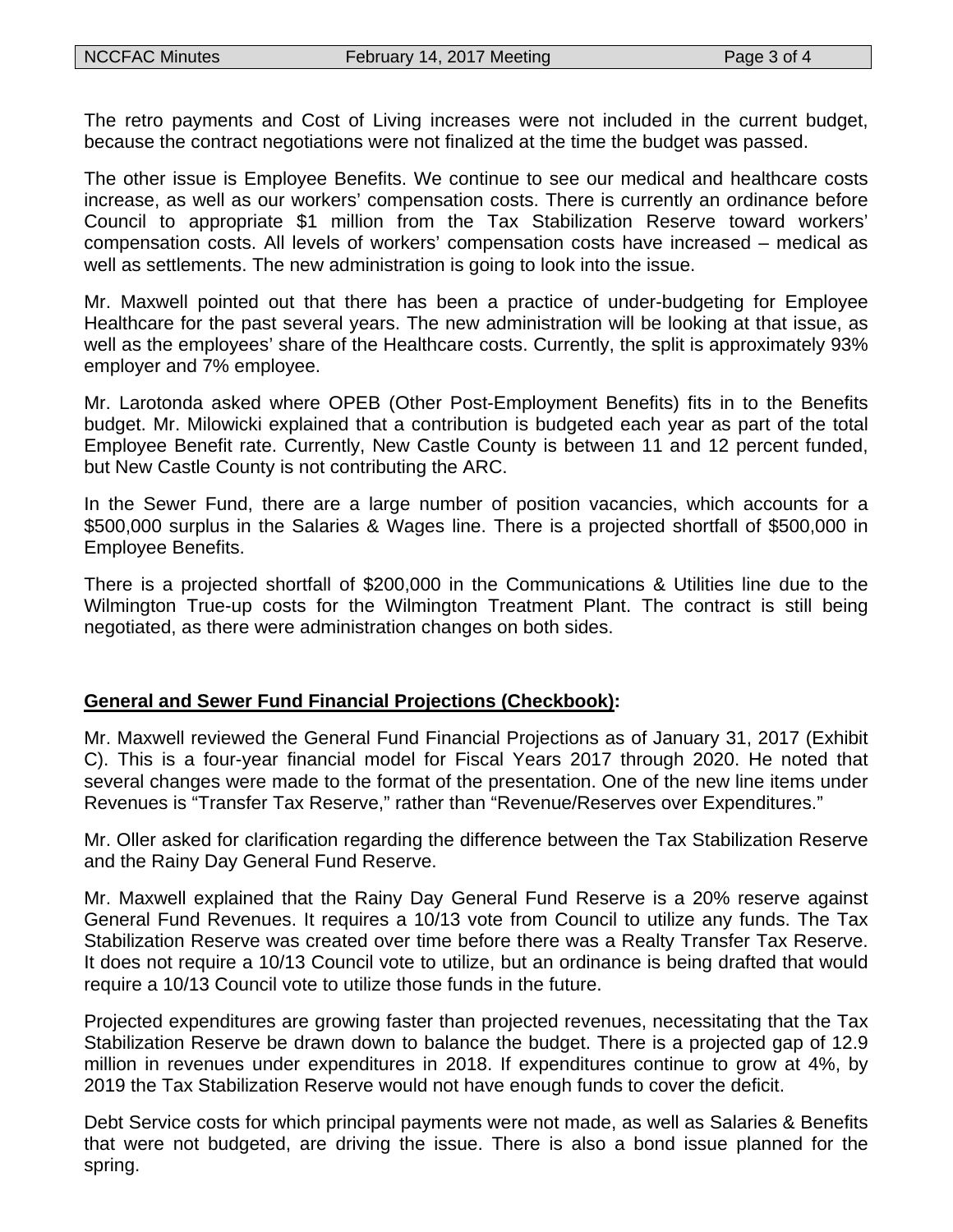The retro payments and Cost of Living increases were not included in the current budget, because the contract negotiations were not finalized at the time the budget was passed.

The other issue is Employee Benefits. We continue to see our medical and healthcare costs increase, as well as our workers' compensation costs. There is currently an ordinance before Council to appropriate $1 million from the Tax Stabilization Reserve toward workers' compensation costs. All levels of workers' compensation costs have increased – medical as well as settlements. The new administration is going to look into the issue.

Mr. Maxwell pointed out that there has been a practice of under-budgeting for Employee Healthcare for the past several years. The new administration will be looking at that issue, as well as the employees' share of the Healthcare costs. Currently, the split is approximately 93% employer and 7% employee.

Mr. Larotonda asked where OPEB (Other Post-Employment Benefits) fits in to the Benefits budget. Mr. Milowicki explained that a contribution is budgeted each year as part of the total Employee Benefit rate. Currently, New Castle County is between 11 and 12 percent funded, but New Castle County is not contributing the ARC.

In the Sewer Fund, there are a large number of position vacancies, which accounts for a $500,000 surplus in the Salaries & Wages line. There is a projected shortfall of $500,000 in Employee Benefits.

There is a projected shortfall of $200,000 in the Communications & Utilities line due to the Wilmington True-up costs for the Wilmington Treatment Plant. The contract is still being negotiated, as there were administration changes on both sides.

**General and Sewer Fund Financial Projections (Checkbook):**

Mr. Maxwell reviewed the General Fund Financial Projections as of January 31, 2017 (Exhibit C). This is a four-year financial model for Fiscal Years 2017 through 2020. He noted that several changes were made to the format of the presentation. One of the new line items under Revenues is "Transfer Tax Reserve," rather than "Revenue/Reserves over Expenditures."

Mr. Oller asked for clarification regarding the difference between the Tax Stabilization Reserve and the Rainy Day General Fund Reserve.

Mr. Maxwell explained that the Rainy Day General Fund Reserve is a 20% reserve against General Fund Revenues. It requires a 10/13 vote from Council to utilize any funds. The Tax Stabilization Reserve was created over time before there was a Realty Transfer Tax Reserve. It does not require a 10/13 Council vote to utilize, but an ordinance is being drafted that would require a 10/13 Council vote to utilize those funds in the future.

Projected expenditures are growing faster than projected revenues, necessitating that the Tax Stabilization Reserve be drawn down to balance the budget. There is a projected gap of 12.9 million in revenues under expenditures in 2018. If expenditures continue to grow at 4%, by 2019 the Tax Stabilization Reserve would not have enough funds to cover the deficit.

Debt Service costs for which principal payments were not made, as well as Salaries & Benefits that were not budgeted, are driving the issue. There is also a bond issue planned for the spring.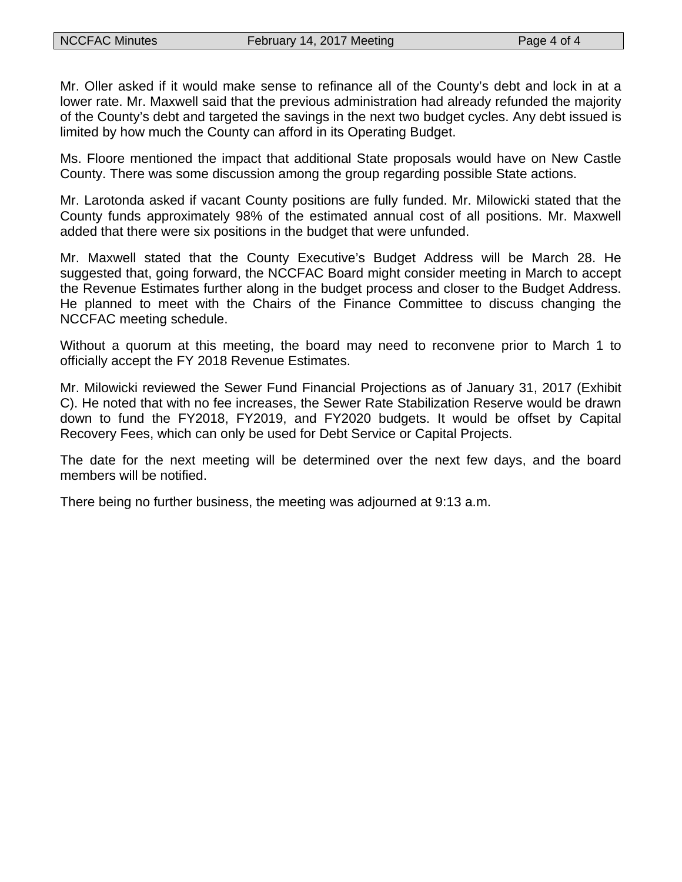Mr. Oller asked if it would make sense to refinance all of the County's debt and lock in at a lower rate. Mr. Maxwell said that the previous administration had already refunded the majority of the County's debt and targeted the savings in the next two budget cycles. Any debt issued is limited by how much the County can afford in its Operating Budget.

Ms. Floore mentioned the impact that additional State proposals would have on New Castle County. There was some discussion among the group regarding possible State actions.

Mr. Larotonda asked if vacant County positions are fully funded. Mr. Milowicki stated that the County funds approximately 98% of the estimated annual cost of all positions. Mr. Maxwell added that there were six positions in the budget that were unfunded.

Mr. Maxwell stated that the County Executive's Budget Address will be March 28. He suggested that, going forward, the NCCFAC Board might consider meeting in March to accept the Revenue Estimates further along in the budget process and closer to the Budget Address. He planned to meet with the Chairs of the Finance Committee to discuss changing the NCCFAC meeting schedule.

Without a quorum at this meeting, the board may need to reconvene prior to March 1 to officially accept the FY 2018 Revenue Estimates.

Mr. Milowicki reviewed the Sewer Fund Financial Projections as of January 31, 2017 (Exhibit C). He noted that with no fee increases, the Sewer Rate Stabilization Reserve would be drawn down to fund the FY2018, FY2019, and FY2020 budgets. It would be offset by Capital Recovery Fees, which can only be used for Debt Service or Capital Projects.

The date for the next meeting will be determined over the next few days, and the board members will be notified.

There being no further business, the meeting was adjourned at 9:13 a.m.